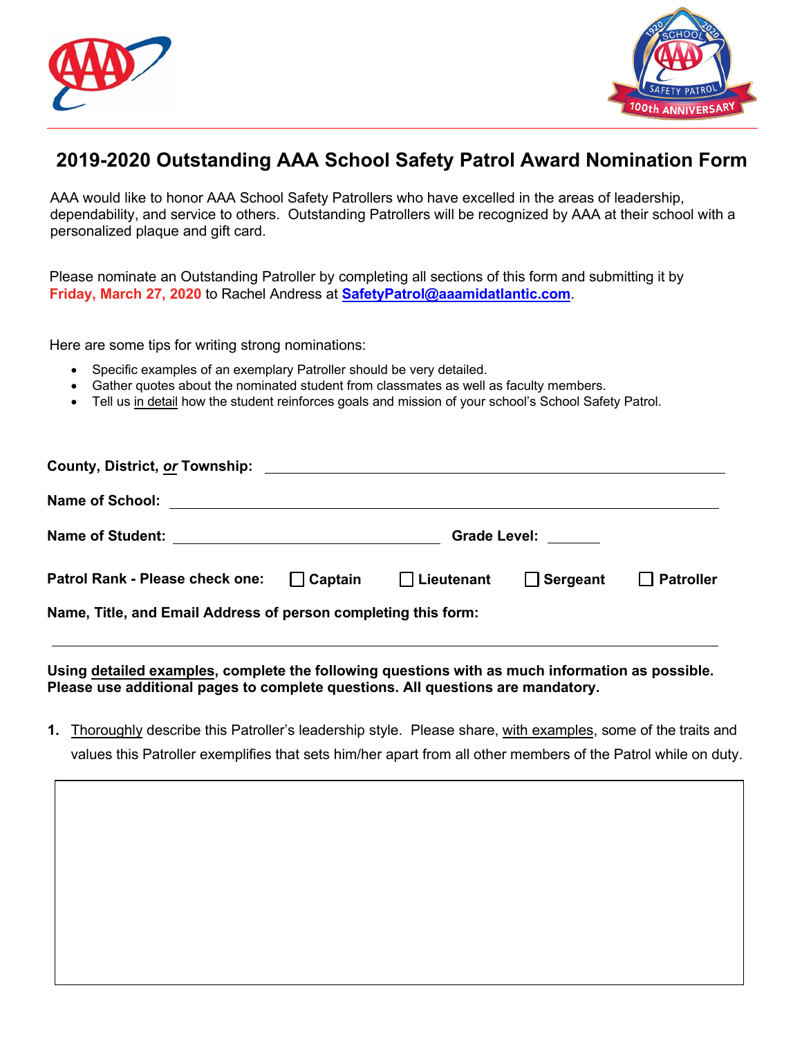# 2019-2020 Outstanding AAA School Safety Patrol Award Nomination Form

AAA would like to honor AAA School Safety Patrollers who have excelled in the areas of leadership, dependability, and service to others. Outstanding Patrollers will be recognized by AAA at their school with a personalized plaque and gift card.

Please nominate an Outstanding Patroller by completing all sections of this form and submitting it by **Friday, March 27, 2020** to Rachel Andress at **SafetyPatrol@aaamidatlantic.com**.

Here are some tips for writing strong nominations:

- Specific examples of an exemplary Patroller should be very detailed.
- Gather quotes about the nominated student from classmates as well as faculty members.
- Tell us in detail how the student reinforces goals and mission of your school's School Safety Patrol.

**County, District, *or* Township:** ______________________________________________

**Name of School:** ______________________________________________

**Name of Student:** ______________________________ **Grade Level:** ________

**Patrol Rank - Please check one:** ☐ **Captain** ☐ **Lieutenant** ☐ **Sergeant** ☐ **Patroller**

**Name, Title, and Email Address of person completing this form:**

______________________________________________

**Using detailed examples, complete the following questions with as much information as possible. Please use additional pages to complete questions. All questions are mandatory.**

1. Thoroughly describe this Patroller's leadership style. Please share, with examples, some of the traits and values this Patroller exemplifies that sets him/her apart from all other members of the Patrol while on duty.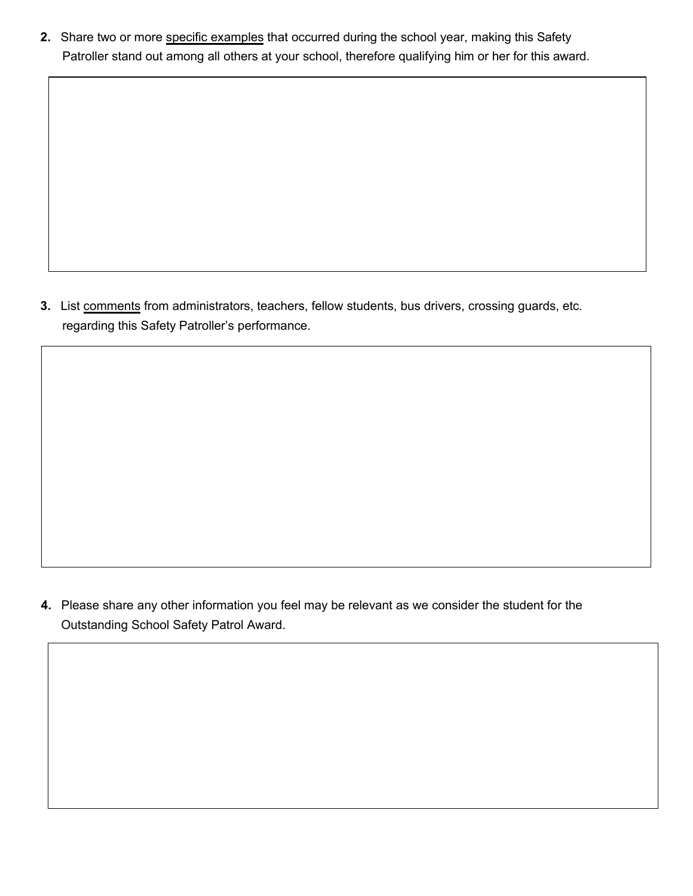**2.** Share two or more <u>specific examples</u> that occurred during the school year, making this Safety Patroller stand out among all others at your school, therefore qualifying him or her for this award.

**3.** List <u>comments</u> from administrators, teachers, fellow students, bus drivers, crossing guards, etc. regarding this Safety Patroller's performance.

**4.** Please share any other information you feel may be relevant as we consider the student for the Outstanding School Safety Patrol Award.